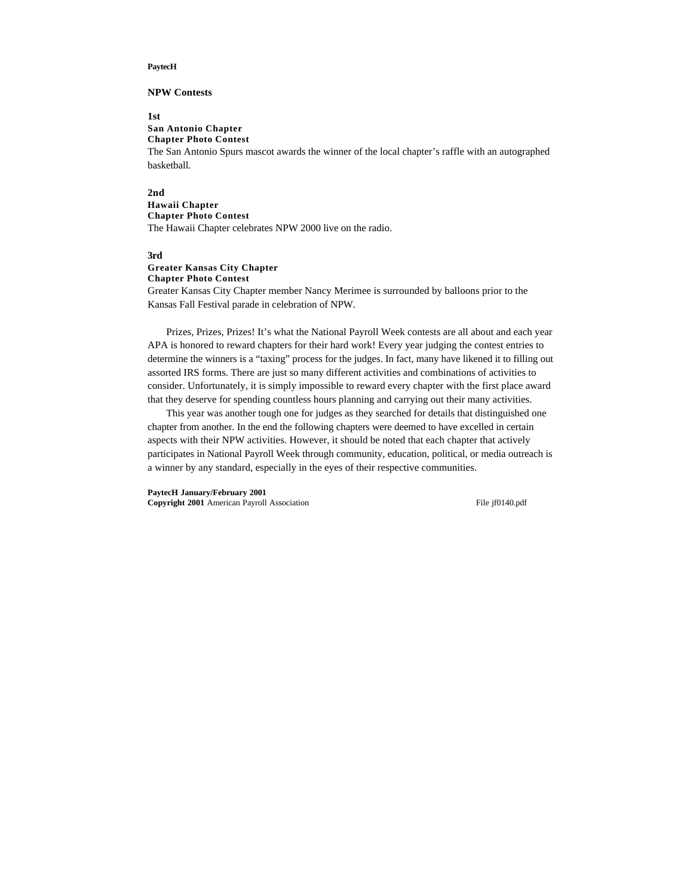PaytecH

## NPW Contests

**1st**
**San Antonio Chapter**
**Chapter Photo Contest**
The San Antonio Spurs mascot awards the winner of the local chapter's raffle with an autographed basketball.

**2nd**
**Hawaii Chapter**
**Chapter Photo Contest**
The Hawaii Chapter celebrates NPW 2000 live on the radio.

**3rd**
**Greater Kansas City Chapter**
**Chapter Photo Contest**
Greater Kansas City Chapter member Nancy Merimee is surrounded by balloons prior to the Kansas Fall Festival parade in celebration of NPW.

Prizes, Prizes, Prizes! It's what the National Payroll Week contests are all about and each year APA is honored to reward chapters for their hard work! Every year judging the contest entries to determine the winners is a "taxing" process for the judges. In fact, many have likened it to filling out assorted IRS forms. There are just so many different activities and combinations of activities to consider. Unfortunately, it is simply impossible to reward every chapter with the first place award that they deserve for spending countless hours planning and carrying out their many activities.

This year was another tough one for judges as they searched for details that distinguished one chapter from another. In the end the following chapters were deemed to have excelled in certain aspects with their NPW activities. However, it should be noted that each chapter that actively participates in National Payroll Week through community, education, political, or media outreach is a winner by any standard, especially in the eyes of their respective communities.

**PaytecH January/February 2001**
**Copyright 2001** American Payroll Association File jf0140.pdf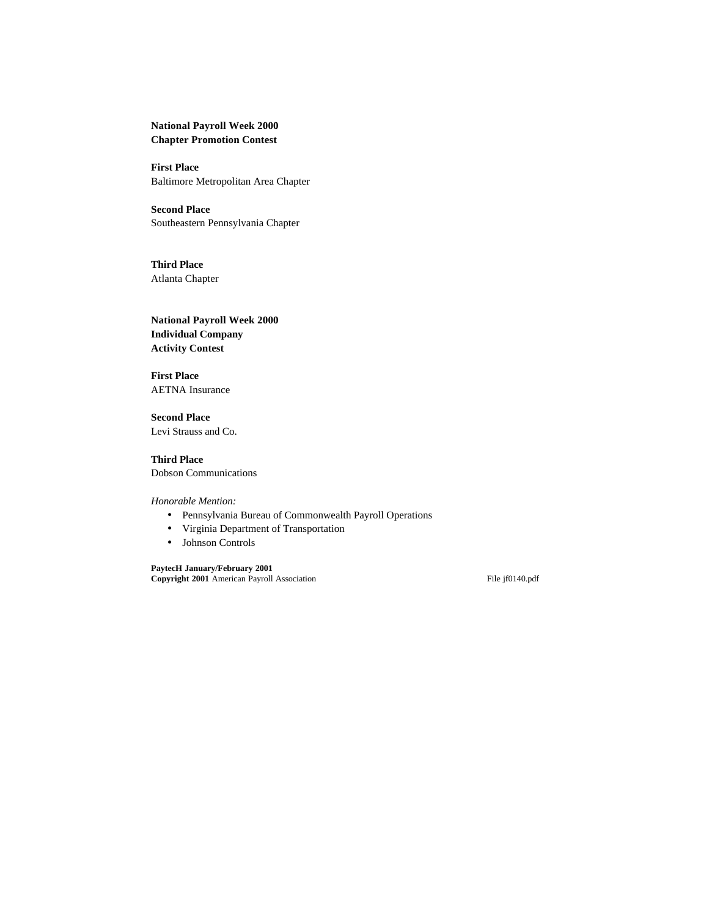**National Payroll Week 2000**
**Chapter Promotion Contest**

**First Place**
Baltimore Metropolitan Area Chapter

**Second Place**
Southeastern Pennsylvania Chapter

**Third Place**
Atlanta Chapter

**National Payroll Week 2000**
**Individual Company**
**Activity Contest**

**First Place**
AETNA Insurance

**Second Place**
Levi Strauss and Co.

**Third Place**
Dobson Communications

*Honorable Mention:*

- Pennsylvania Bureau of Commonwealth Payroll Operations
- Virginia Department of Transportation
- Johnson Controls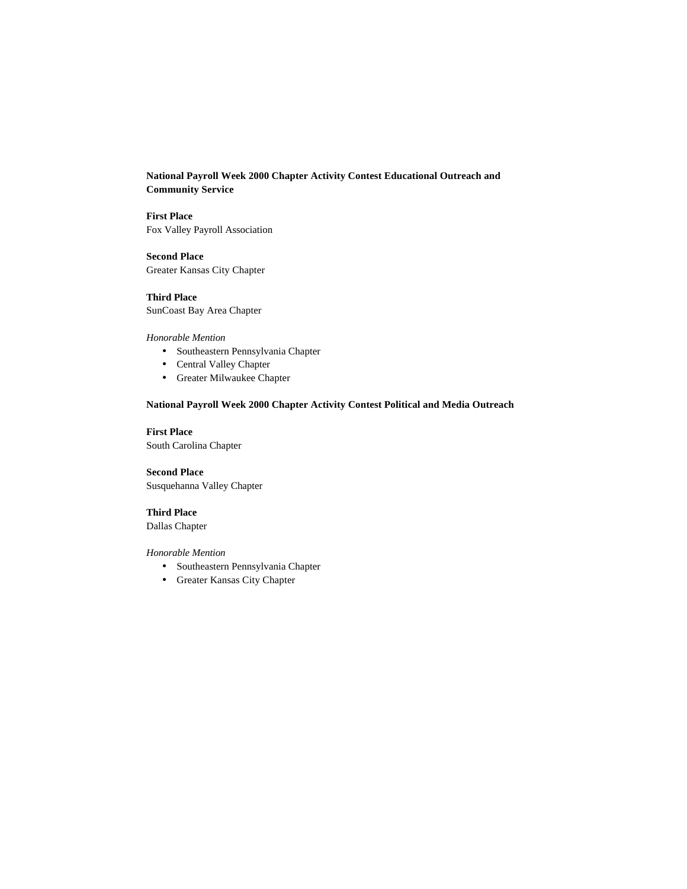**National Payroll Week 2000 Chapter Activity Contest Educational Outreach and Community Service**

**First Place**
Fox Valley Payroll Association

**Second Place**
Greater Kansas City Chapter

**Third Place**
SunCoast Bay Area Chapter

*Honorable Mention*

- Southeastern Pennsylvania Chapter
- Central Valley Chapter
- Greater Milwaukee Chapter

**National Payroll Week 2000 Chapter Activity Contest Political and Media Outreach**

**First Place**
South Carolina Chapter

**Second Place**
Susquehanna Valley Chapter

**Third Place**
Dallas Chapter

*Honorable Mention*

- Southeastern Pennsylvania Chapter
- Greater Kansas City Chapter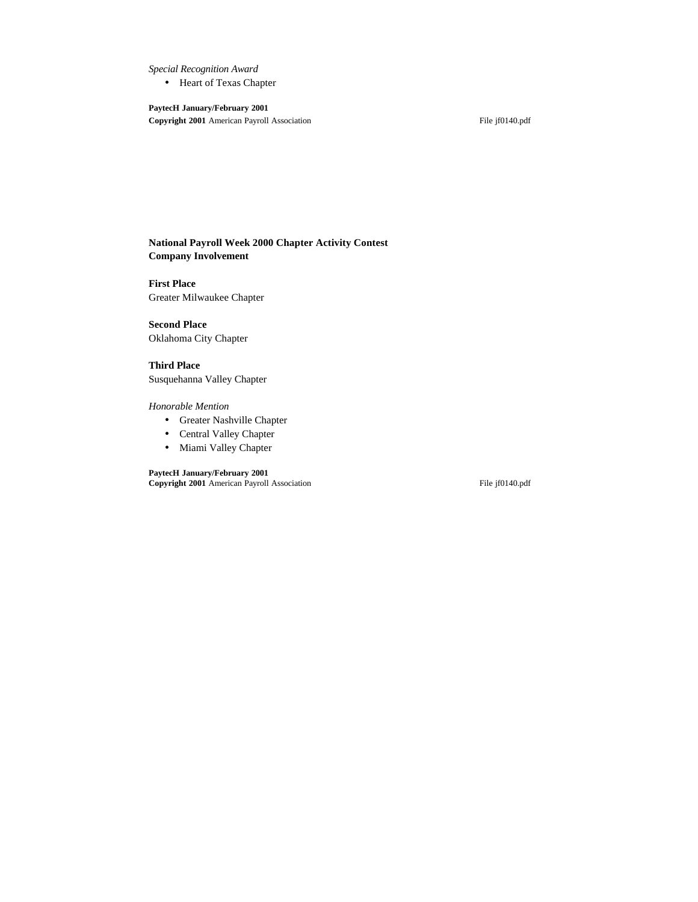*Special Recognition Award*

- Heart of Texas Chapter

**National Payroll Week 2000 Chapter Activity Contest**
**Company Involvement**

**First Place**
Greater Milwaukee Chapter

**Second Place**
Oklahoma City Chapter

**Third Place**
Susquehanna Valley Chapter

*Honorable Mention*

- Greater Nashville Chapter
- Central Valley Chapter
- Miami Valley Chapter